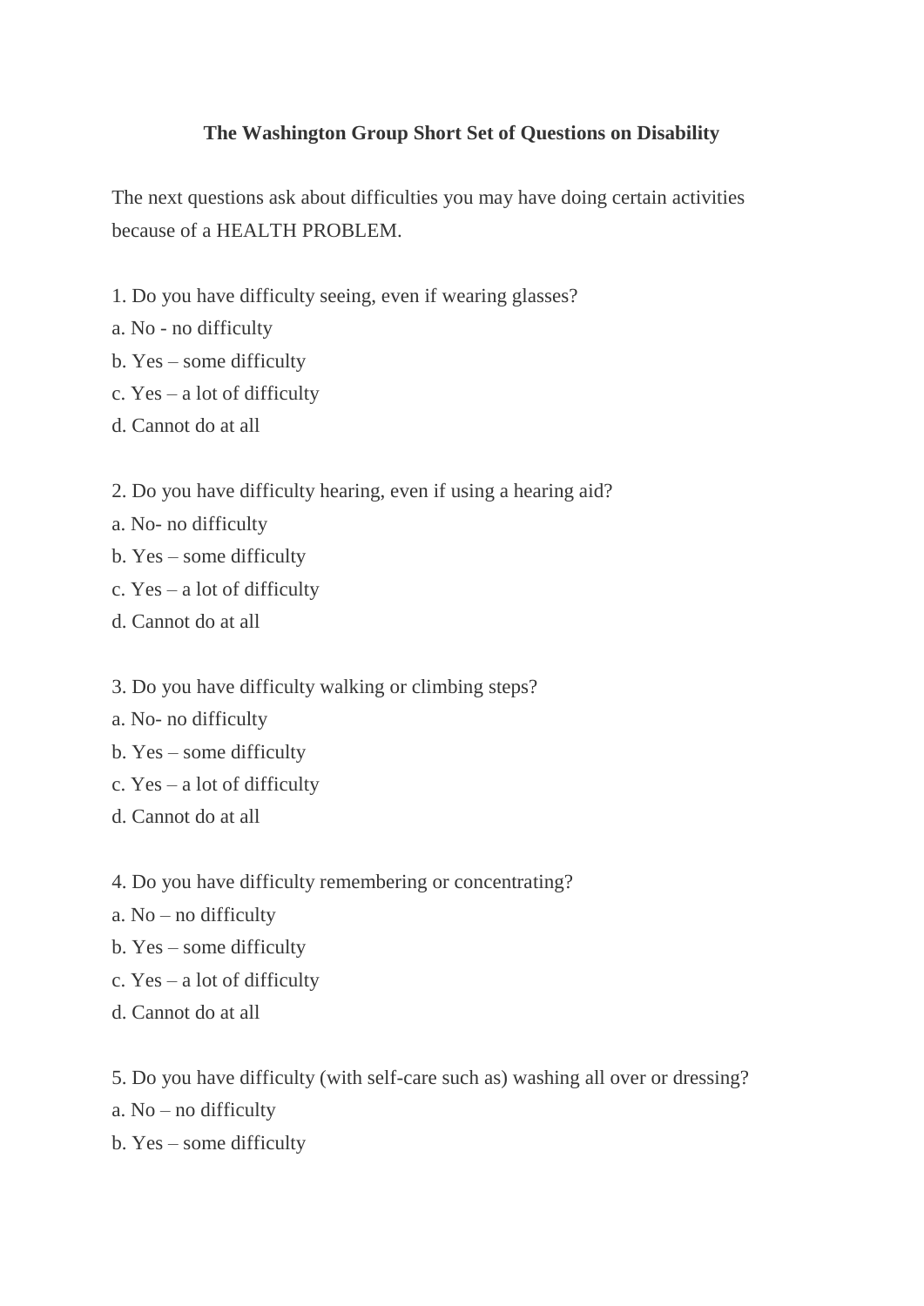**The Washington Group Short Set of Questions on Disability**

The next questions ask about difficulties you may have doing certain activities because of a HEALTH PROBLEM.

1. Do you have difficulty seeing, even if wearing glasses?
a. No - no difficulty
b. Yes – some difficulty
c. Yes – a lot of difficulty
d. Cannot do at all

2. Do you have difficulty hearing, even if using a hearing aid?
a. No- no difficulty
b. Yes – some difficulty
c. Yes – a lot of difficulty
d. Cannot do at all

3. Do you have difficulty walking or climbing steps?
a. No- no difficulty
b. Yes – some difficulty
c. Yes – a lot of difficulty
d. Cannot do at all

4. Do you have difficulty remembering or concentrating?
a. No – no difficulty
b. Yes – some difficulty
c. Yes – a lot of difficulty
d. Cannot do at all

5. Do you have difficulty (with self-care such as) washing all over or dressing?
a. No – no difficulty
b. Yes – some difficulty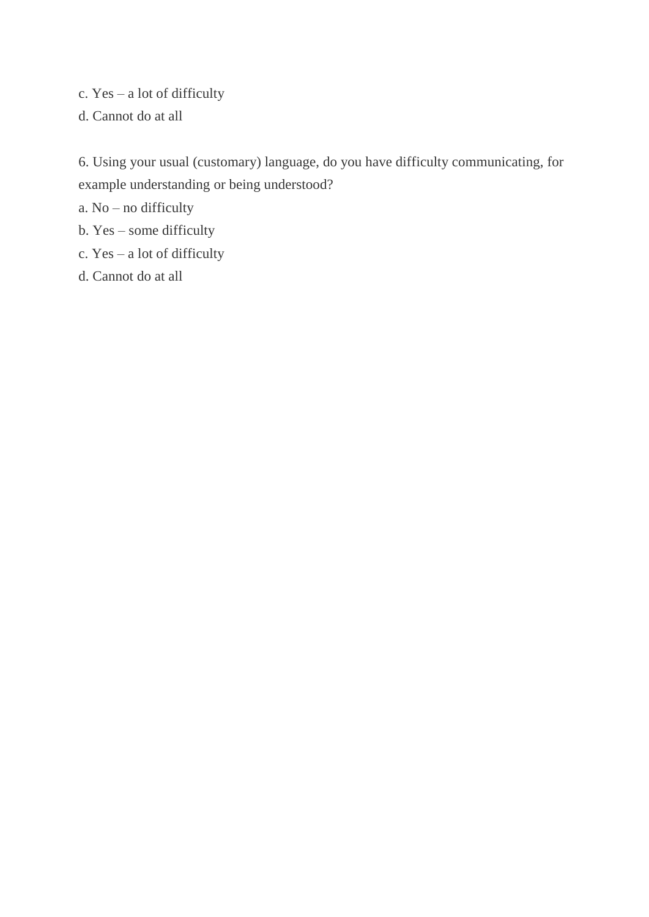c. Yes – a lot of difficulty

d. Cannot do at all

6. Using your usual (customary) language, do you have difficulty communicating, for example understanding or being understood?

a. No – no difficulty

b. Yes – some difficulty

c. Yes – a lot of difficulty

d. Cannot do at all